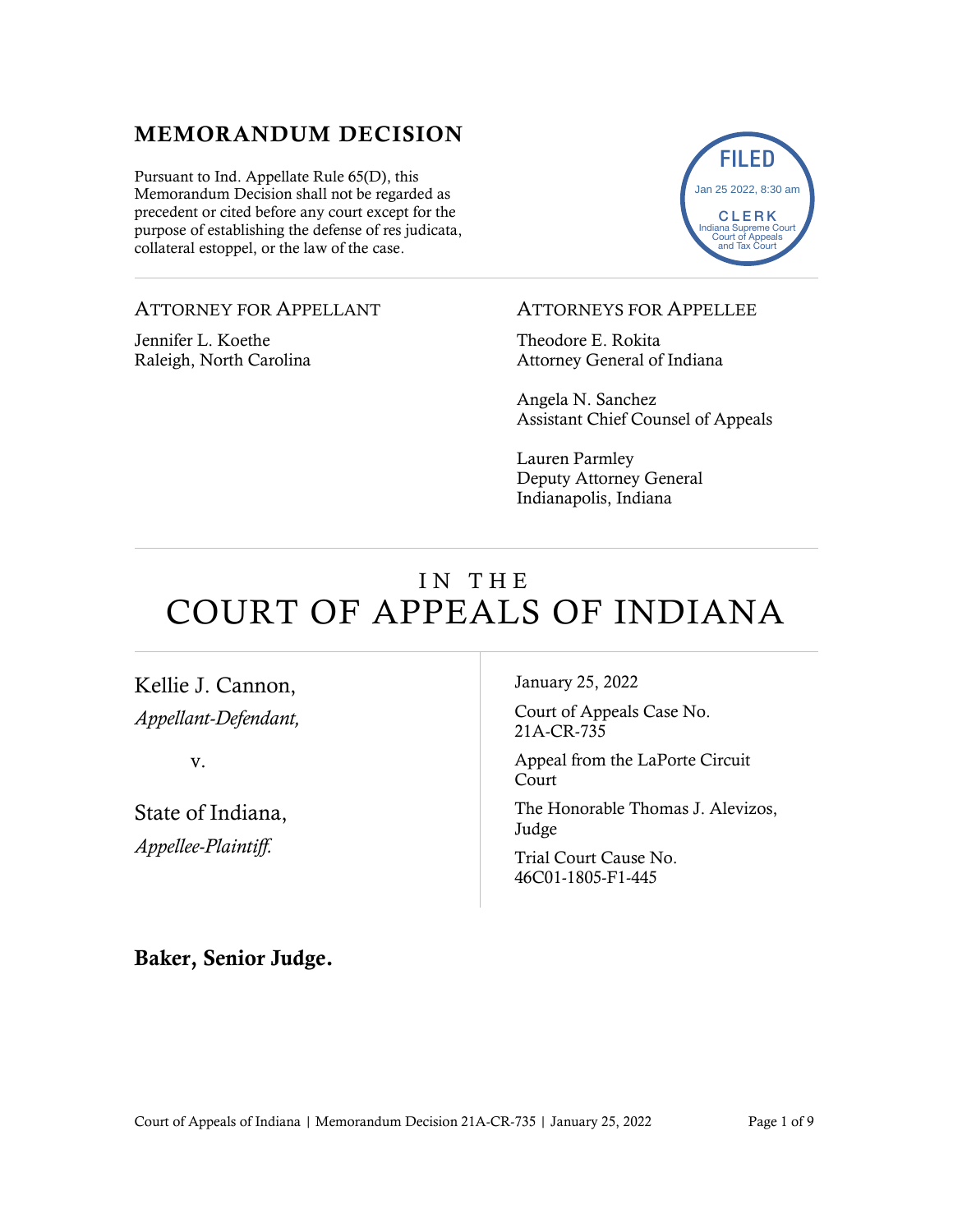# MEMORANDUM DECISION

Pursuant to Ind. Appellate Rule 65(D), this Memorandum Decision shall not be regarded as precedent or cited before any court except for the purpose of establishing the defense of res judicata, collateral estoppel, or the law of the case.

FILED
Jan 25 2022, 8:30 am
CLERK
Indiana Supreme Court
Court of Appeals
and Tax Court

---

ATTORNEY FOR APPELLANT

Jennifer L. Koethe
Raleigh, North Carolina

ATTORNEYS FOR APPELLEE

Theodore E. Rokita
Attorney General of Indiana

Angela N. Sanchez
Assistant Chief Counsel of Appeals

Lauren Parmley
Deputy Attorney General
Indianapolis, Indiana

---

# IN THE COURT OF APPEALS OF INDIANA

Kellie J. Cannon,
*Appellant-Defendant,*

v.

State of Indiana,
*Appellee-Plaintiff.*

January 25, 2022

Court of Appeals Case No. 21A-CR-735

Appeal from the LaPorte Circuit Court

The Honorable Thomas J. Alevizos, Judge

Trial Court Cause No. 46C01-1805-F1-445

**Baker, Senior Judge.**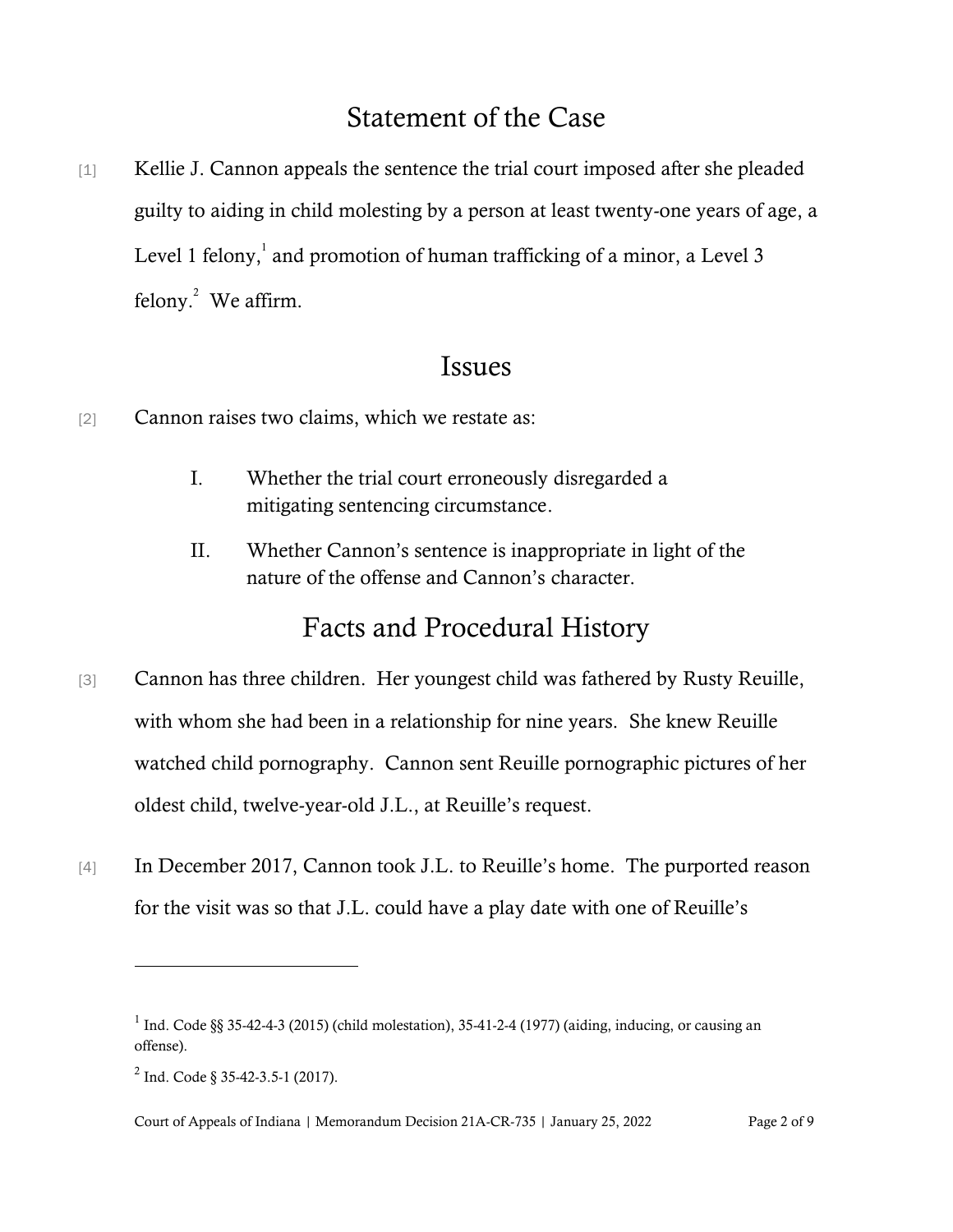## Statement of the Case

[1] Kellie J. Cannon appeals the sentence the trial court imposed after she pleaded guilty to aiding in child molesting by a person at least twenty-one years of age, a Level 1 felony,[1] and promotion of human trafficking of a minor, a Level 3 felony.[2] We affirm.

## Issues

[2] Cannon raises two claims, which we restate as:

> I. Whether the trial court erroneously disregarded a mitigating sentencing circumstance.
>
> II. Whether Cannon's sentence is inappropriate in light of the nature of the offense and Cannon's character.

## Facts and Procedural History

[3] Cannon has three children. Her youngest child was fathered by Rusty Reuille, with whom she had been in a relationship for nine years. She knew Reuille watched child pornography. Cannon sent Reuille pornographic pictures of her oldest child, twelve-year-old J.L., at Reuille's request.

[4] In December 2017, Cannon took J.L. to Reuille's home. The purported reason for the visit was so that J.L. could have a play date with one of Reuille's

---

[1] Ind. Code §§ 35-42-4-3 (2015) (child molestation), 35-41-2-4 (1977) (aiding, inducing, or causing an offense).

[2] Ind. Code § 35-42-3.5-1 (2017).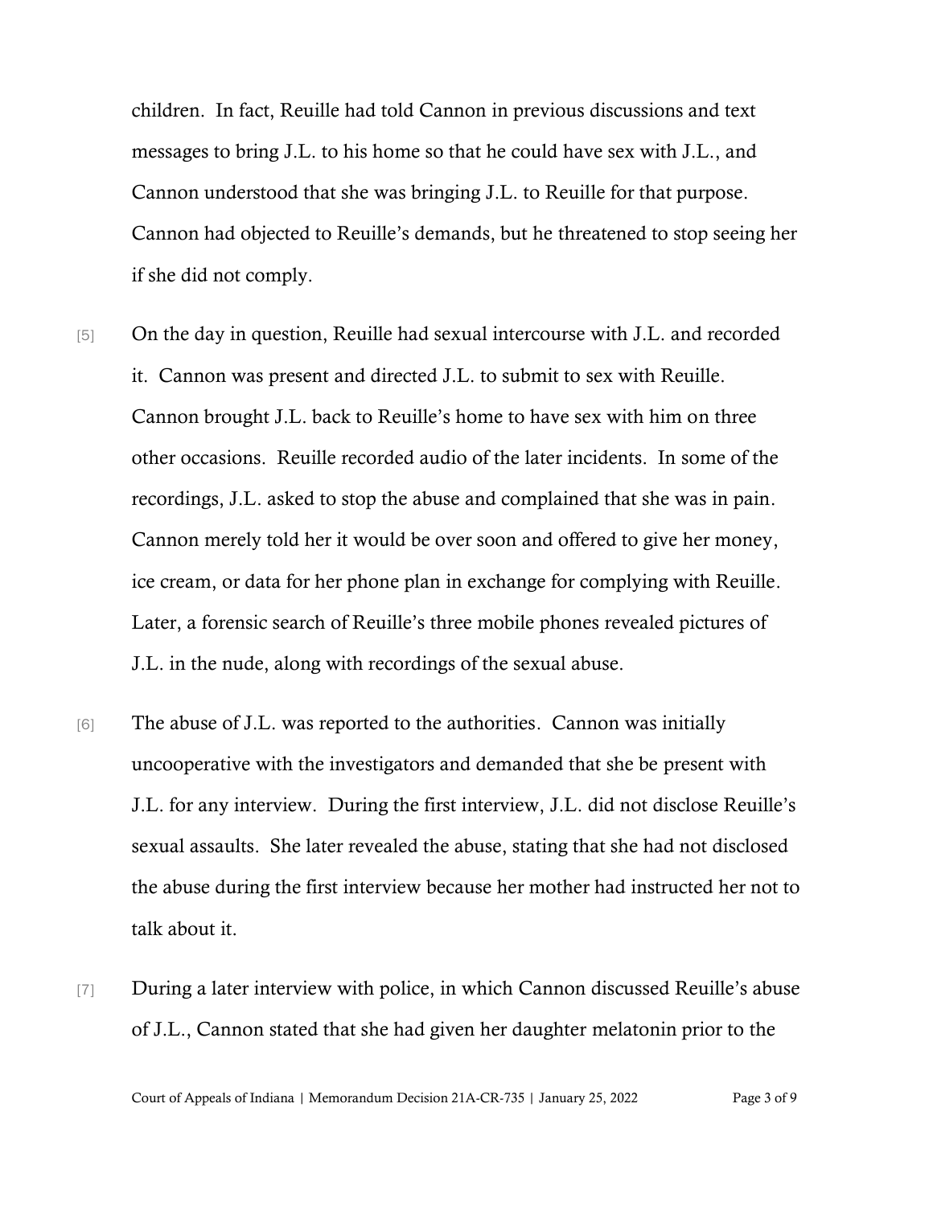children. In fact, Reuille had told Cannon in previous discussions and text messages to bring J.L. to his home so that he could have sex with J.L., and Cannon understood that she was bringing J.L. to Reuille for that purpose. Cannon had objected to Reuille's demands, but he threatened to stop seeing her if she did not comply.

[5] On the day in question, Reuille had sexual intercourse with J.L. and recorded it. Cannon was present and directed J.L. to submit to sex with Reuille. Cannon brought J.L. back to Reuille's home to have sex with him on three other occasions. Reuille recorded audio of the later incidents. In some of the recordings, J.L. asked to stop the abuse and complained that she was in pain. Cannon merely told her it would be over soon and offered to give her money, ice cream, or data for her phone plan in exchange for complying with Reuille. Later, a forensic search of Reuille's three mobile phones revealed pictures of J.L. in the nude, along with recordings of the sexual abuse.

[6] The abuse of J.L. was reported to the authorities. Cannon was initially uncooperative with the investigators and demanded that she be present with J.L. for any interview. During the first interview, J.L. did not disclose Reuille's sexual assaults. She later revealed the abuse, stating that she had not disclosed the abuse during the first interview because her mother had instructed her not to talk about it.

[7] During a later interview with police, in which Cannon discussed Reuille's abuse of J.L., Cannon stated that she had given her daughter melatonin prior to the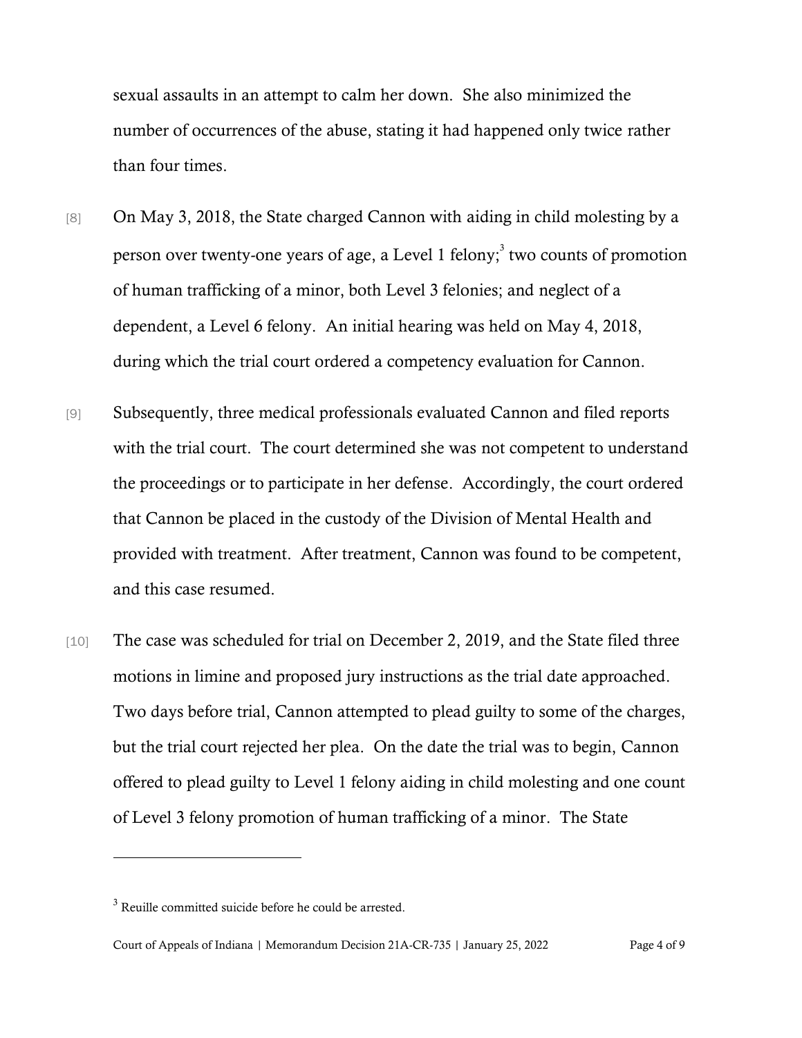sexual assaults in an attempt to calm her down. She also minimized the number of occurrences of the abuse, stating it had happened only twice rather than four times.

[8] On May 3, 2018, the State charged Cannon with aiding in child molesting by a person over twenty-one years of age, a Level 1 felony;[3] two counts of promotion of human trafficking of a minor, both Level 3 felonies; and neglect of a dependent, a Level 6 felony. An initial hearing was held on May 4, 2018, during which the trial court ordered a competency evaluation for Cannon.

[9] Subsequently, three medical professionals evaluated Cannon and filed reports with the trial court. The court determined she was not competent to understand the proceedings or to participate in her defense. Accordingly, the court ordered that Cannon be placed in the custody of the Division of Mental Health and provided with treatment. After treatment, Cannon was found to be competent, and this case resumed.

[10] The case was scheduled for trial on December 2, 2019, and the State filed three motions in limine and proposed jury instructions as the trial date approached. Two days before trial, Cannon attempted to plead guilty to some of the charges, but the trial court rejected her plea. On the date the trial was to begin, Cannon offered to plead guilty to Level 1 felony aiding in child molesting and one count of Level 3 felony promotion of human trafficking of a minor. The State

---

[3] Reuille committed suicide before he could be arrested.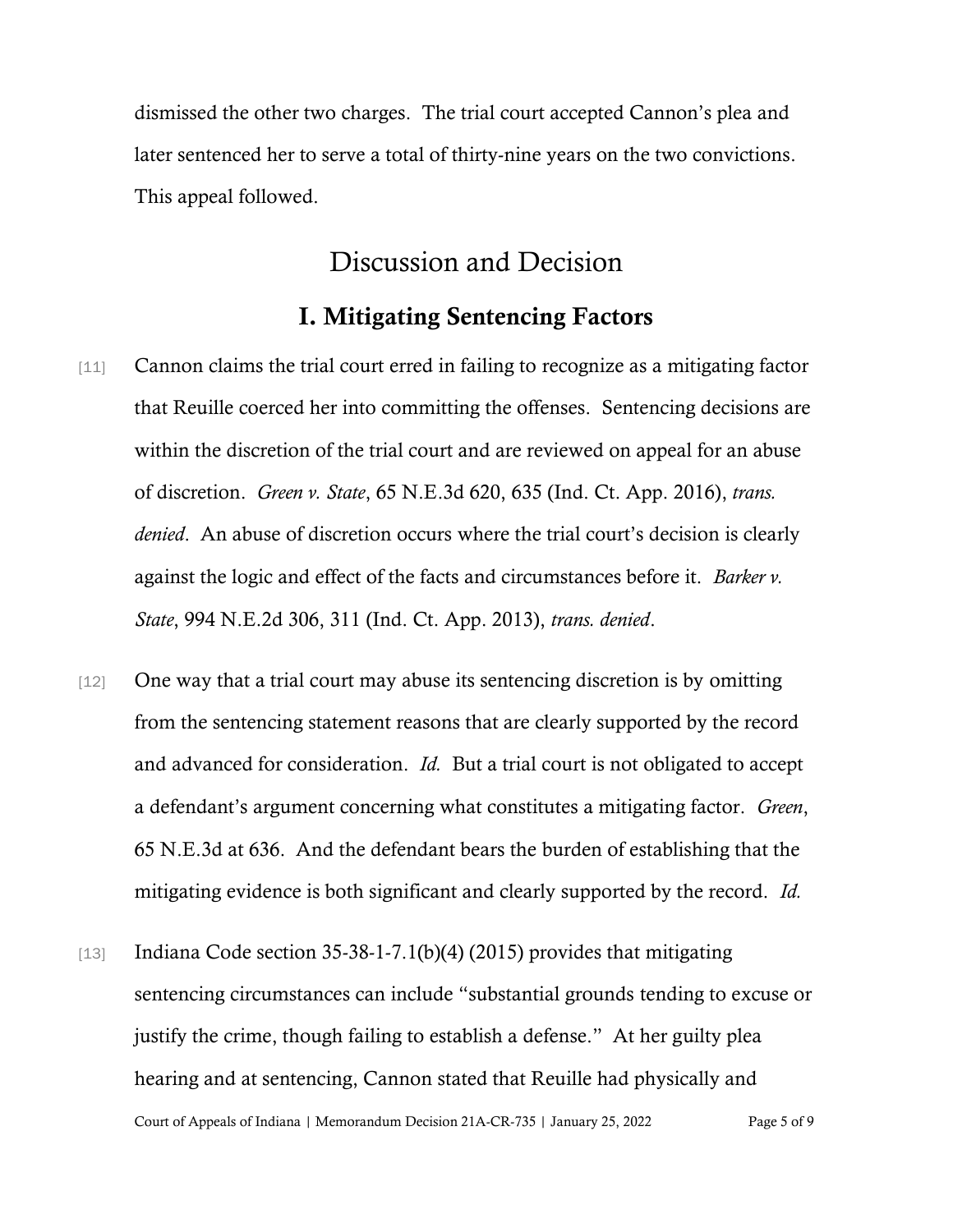dismissed the other two charges. The trial court accepted Cannon's plea and later sentenced her to serve a total of thirty-nine years on the two convictions. This appeal followed.

# Discussion and Decision

## I. Mitigating Sentencing Factors

[11] Cannon claims the trial court erred in failing to recognize as a mitigating factor that Reuille coerced her into committing the offenses. Sentencing decisions are within the discretion of the trial court and are reviewed on appeal for an abuse of discretion. *Green v. State*, 65 N.E.3d 620, 635 (Ind. Ct. App. 2016), *trans. denied*. An abuse of discretion occurs where the trial court's decision is clearly against the logic and effect of the facts and circumstances before it. *Barker v. State*, 994 N.E.2d 306, 311 (Ind. Ct. App. 2013), *trans. denied*.

[12] One way that a trial court may abuse its sentencing discretion is by omitting from the sentencing statement reasons that are clearly supported by the record and advanced for consideration. *Id.* But a trial court is not obligated to accept a defendant's argument concerning what constitutes a mitigating factor. *Green*, 65 N.E.3d at 636. And the defendant bears the burden of establishing that the mitigating evidence is both significant and clearly supported by the record. *Id.*

[13] Indiana Code section 35-38-1-7.1(b)(4) (2015) provides that mitigating sentencing circumstances can include "substantial grounds tending to excuse or justify the crime, though failing to establish a defense." At her guilty plea hearing and at sentencing, Cannon stated that Reuille had physically and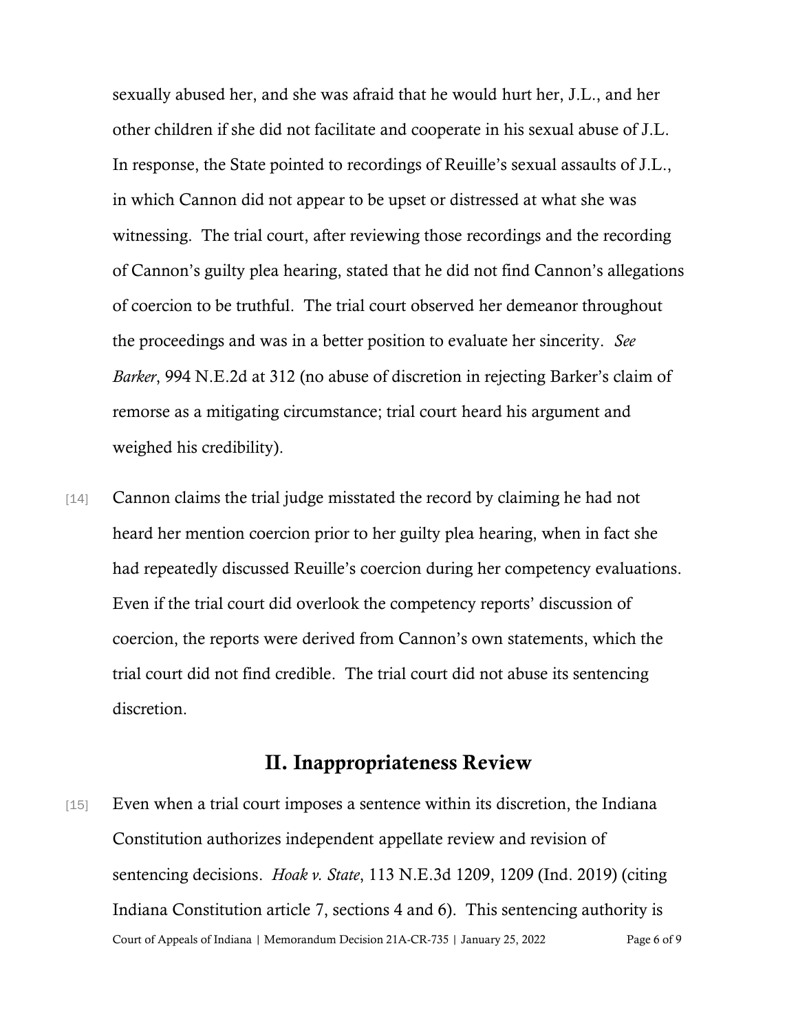sexually abused her, and she was afraid that he would hurt her, J.L., and her other children if she did not facilitate and cooperate in his sexual abuse of J.L. In response, the State pointed to recordings of Reuille's sexual assaults of J.L., in which Cannon did not appear to be upset or distressed at what she was witnessing. The trial court, after reviewing those recordings and the recording of Cannon's guilty plea hearing, stated that he did not find Cannon's allegations of coercion to be truthful. The trial court observed her demeanor throughout the proceedings and was in a better position to evaluate her sincerity. *See Barker*, 994 N.E.2d at 312 (no abuse of discretion in rejecting Barker's claim of remorse as a mitigating circumstance; trial court heard his argument and weighed his credibility).

[14] Cannon claims the trial judge misstated the record by claiming he had not heard her mention coercion prior to her guilty plea hearing, when in fact she had repeatedly discussed Reuille's coercion during her competency evaluations. Even if the trial court did overlook the competency reports' discussion of coercion, the reports were derived from Cannon's own statements, which the trial court did not find credible. The trial court did not abuse its sentencing discretion.

## II. Inappropriateness Review

[15] Even when a trial court imposes a sentence within its discretion, the Indiana Constitution authorizes independent appellate review and revision of sentencing decisions. *Hoak v. State*, 113 N.E.3d 1209, 1209 (Ind. 2019) (citing Indiana Constitution article 7, sections 4 and 6). This sentencing authority is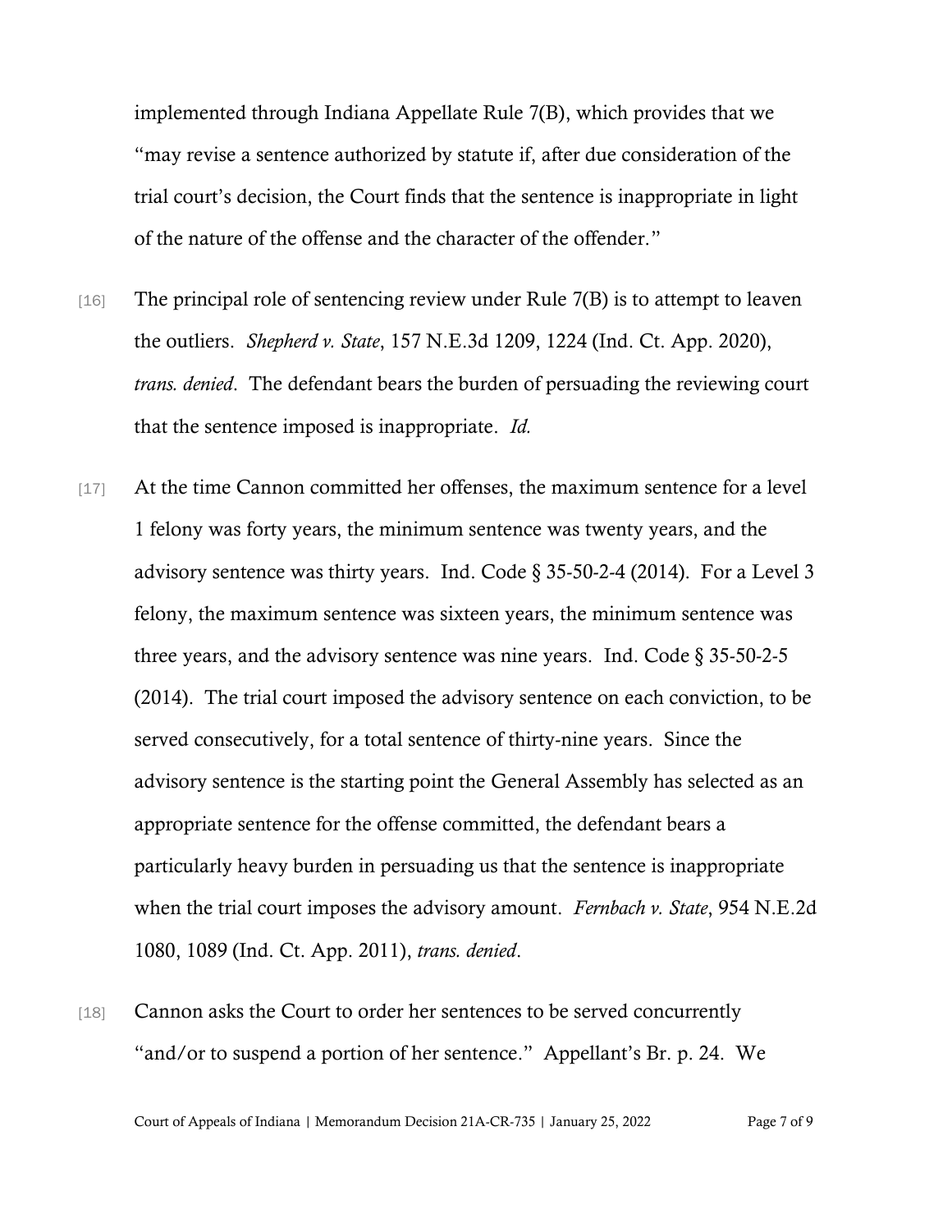implemented through Indiana Appellate Rule 7(B), which provides that we "may revise a sentence authorized by statute if, after due consideration of the trial court's decision, the Court finds that the sentence is inappropriate in light of the nature of the offense and the character of the offender."

[16] The principal role of sentencing review under Rule 7(B) is to attempt to leaven the outliers. *Shepherd v. State*, 157 N.E.3d 1209, 1224 (Ind. Ct. App. 2020), *trans. denied*. The defendant bears the burden of persuading the reviewing court that the sentence imposed is inappropriate. *Id.*

[17] At the time Cannon committed her offenses, the maximum sentence for a level 1 felony was forty years, the minimum sentence was twenty years, and the advisory sentence was thirty years. Ind. Code § 35-50-2-4 (2014). For a Level 3 felony, the maximum sentence was sixteen years, the minimum sentence was three years, and the advisory sentence was nine years. Ind. Code § 35-50-2-5 (2014). The trial court imposed the advisory sentence on each conviction, to be served consecutively, for a total sentence of thirty-nine years. Since the advisory sentence is the starting point the General Assembly has selected as an appropriate sentence for the offense committed, the defendant bears a particularly heavy burden in persuading us that the sentence is inappropriate when the trial court imposes the advisory amount. *Fernbach v. State*, 954 N.E.2d 1080, 1089 (Ind. Ct. App. 2011), *trans. denied*.

[18] Cannon asks the Court to order her sentences to be served concurrently "and/or to suspend a portion of her sentence." Appellant's Br. p. 24. We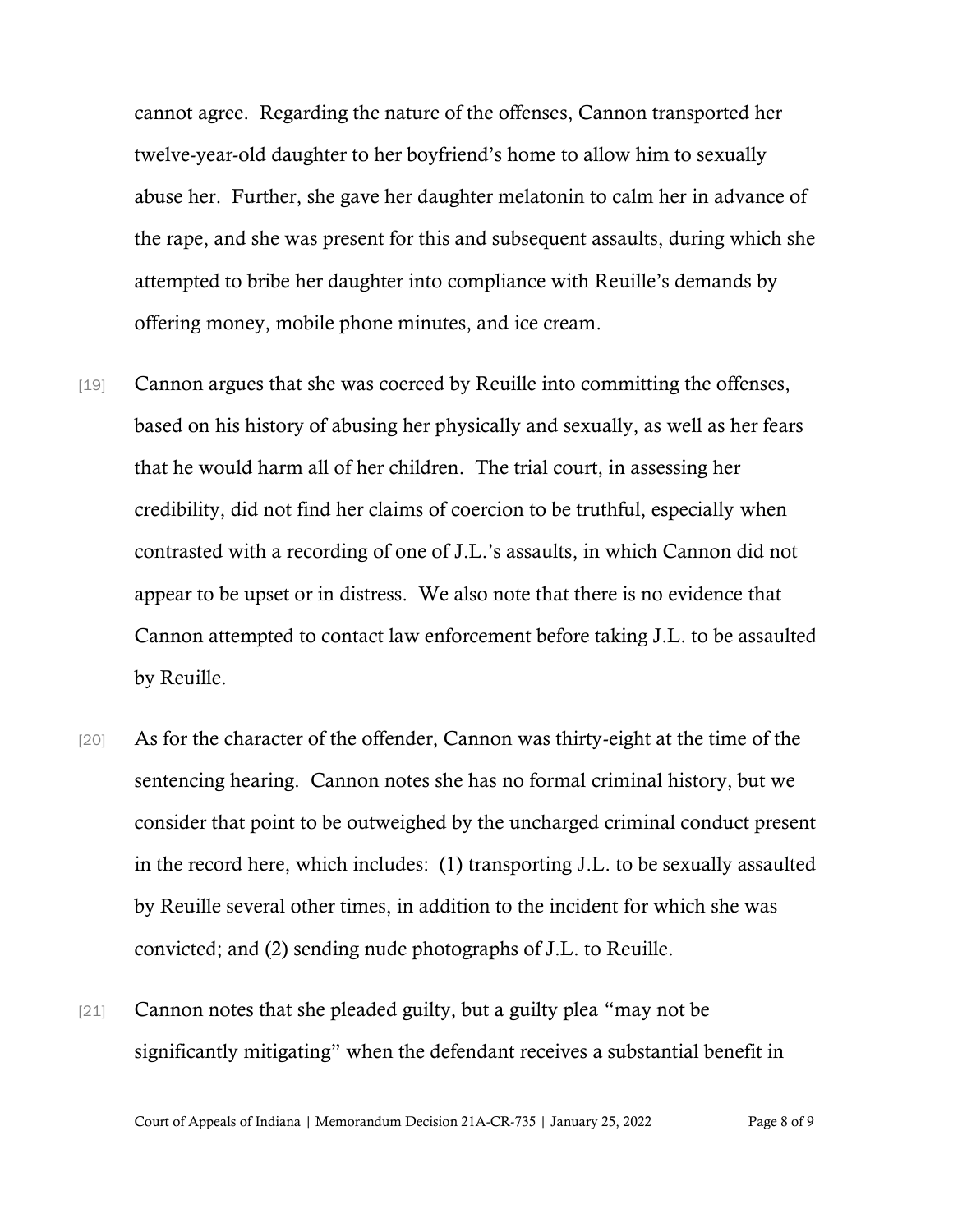cannot agree. Regarding the nature of the offenses, Cannon transported her twelve-year-old daughter to her boyfriend's home to allow him to sexually abuse her. Further, she gave her daughter melatonin to calm her in advance of the rape, and she was present for this and subsequent assaults, during which she attempted to bribe her daughter into compliance with Reuille's demands by offering money, mobile phone minutes, and ice cream.

[19] Cannon argues that she was coerced by Reuille into committing the offenses, based on his history of abusing her physically and sexually, as well as her fears that he would harm all of her children. The trial court, in assessing her credibility, did not find her claims of coercion to be truthful, especially when contrasted with a recording of one of J.L.'s assaults, in which Cannon did not appear to be upset or in distress. We also note that there is no evidence that Cannon attempted to contact law enforcement before taking J.L. to be assaulted by Reuille.

[20] As for the character of the offender, Cannon was thirty-eight at the time of the sentencing hearing. Cannon notes she has no formal criminal history, but we consider that point to be outweighed by the uncharged criminal conduct present in the record here, which includes: (1) transporting J.L. to be sexually assaulted by Reuille several other times, in addition to the incident for which she was convicted; and (2) sending nude photographs of J.L. to Reuille.

[21] Cannon notes that she pleaded guilty, but a guilty plea "may not be significantly mitigating" when the defendant receives a substantial benefit in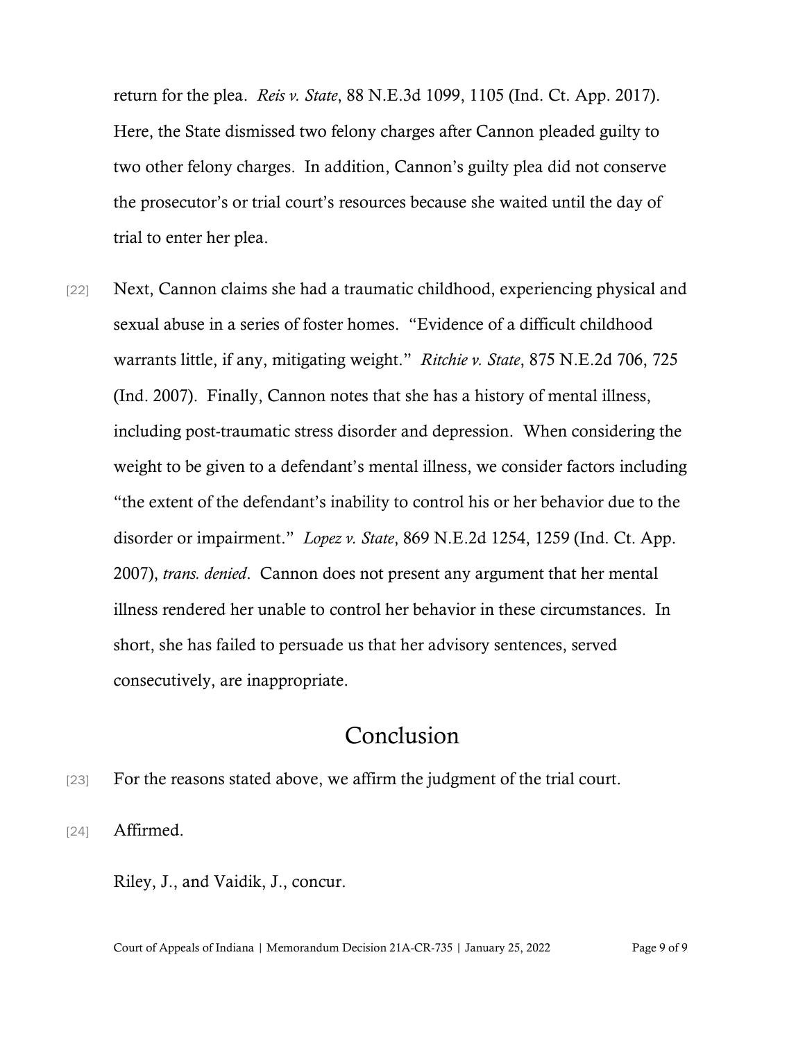return for the plea. *Reis v. State*, 88 N.E.3d 1099, 1105 (Ind. Ct. App. 2017). Here, the State dismissed two felony charges after Cannon pleaded guilty to two other felony charges. In addition, Cannon's guilty plea did not conserve the prosecutor's or trial court's resources because she waited until the day of trial to enter her plea.

[22] Next, Cannon claims she had a traumatic childhood, experiencing physical and sexual abuse in a series of foster homes. "Evidence of a difficult childhood warrants little, if any, mitigating weight." *Ritchie v. State*, 875 N.E.2d 706, 725 (Ind. 2007). Finally, Cannon notes that she has a history of mental illness, including post-traumatic stress disorder and depression. When considering the weight to be given to a defendant's mental illness, we consider factors including "the extent of the defendant's inability to control his or her behavior due to the disorder or impairment." *Lopez v. State*, 869 N.E.2d 1254, 1259 (Ind. Ct. App. 2007), *trans. denied*. Cannon does not present any argument that her mental illness rendered her unable to control her behavior in these circumstances. In short, she has failed to persuade us that her advisory sentences, served consecutively, are inappropriate.

## Conclusion

[23] For the reasons stated above, we affirm the judgment of the trial court.

[24] Affirmed.

Riley, J., and Vaidik, J., concur.